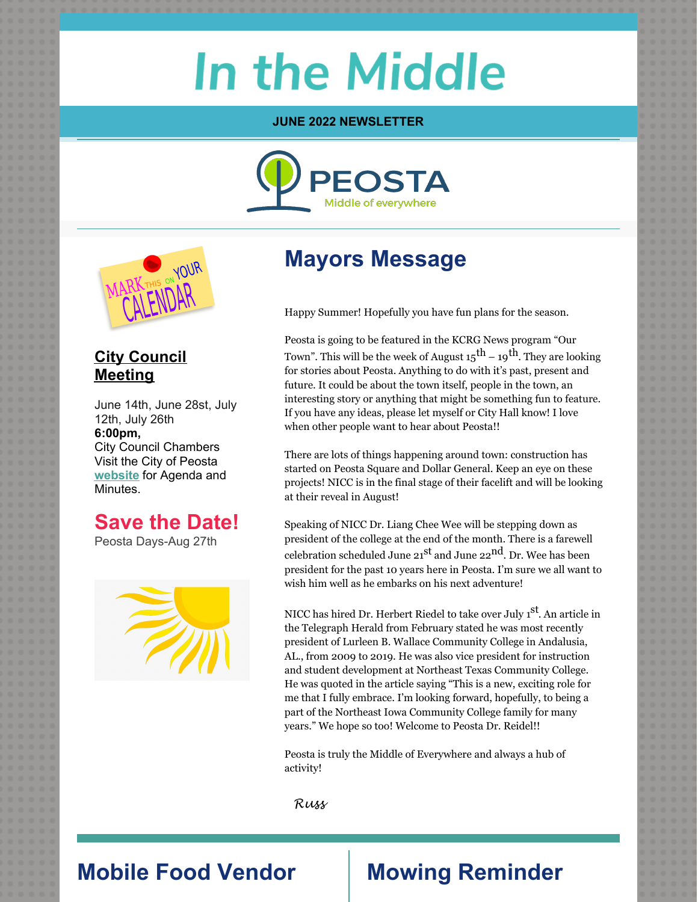# In the Middle

**JUNE 2022 NEWSLETTER**

PEOSTA
Middle of everywhere

## City Council Meeting

June 14th, June 28st, July 12th, July 26th
**6:00pm,**
City Council Chambers
Visit the City of Peosta **website** for Agenda and Minutes.

## Save the Date!

Peosta Days-Aug 27th

## Mayors Message

Happy Summer! Hopefully you have fun plans for the season.

Peosta is going to be featured in the KCRG News program “Our Town”. This will be the week of August 15th – 19th. They are looking for stories about Peosta. Anything to do with it’s past, present and future. It could be about the town itself, people in the town, an interesting story or anything that might be something fun to feature. If you have any ideas, please let myself or City Hall know! I love when other people want to hear about Peosta!!

There are lots of things happening around town: construction has started on Peosta Square and Dollar General. Keep an eye on these projects! NICC is in the final stage of their facelift and will be looking at their reveal in August!

Speaking of NICC Dr. Liang Chee Wee will be stepping down as president of the college at the end of the month. There is a farewell celebration scheduled June 21st and June 22nd. Dr. Wee has been president for the past 10 years here in Peosta. I’m sure we all want to wish him well as he embarks on his next adventure!

NICC has hired Dr. Herbert Riedel to take over July 1st. An article in the Telegraph Herald from February stated he was most recently president of Lurleen B. Wallace Community College in Andalusia, AL., from 2009 to 2019. He was also vice president for instruction and student development at Northeast Texas Community College. He was quoted in the article saying “This is a new, exciting role for me that I fully embrace. I’m looking forward, hopefully, to being a part of the Northeast Iowa Community College family for many years.” We hope so too! Welcome to Peosta Dr. Reidel!!

Peosta is truly the Middle of Everywhere and always a hub of activity!

*Russ*

## Mobile Food Vendor

## Mowing Reminder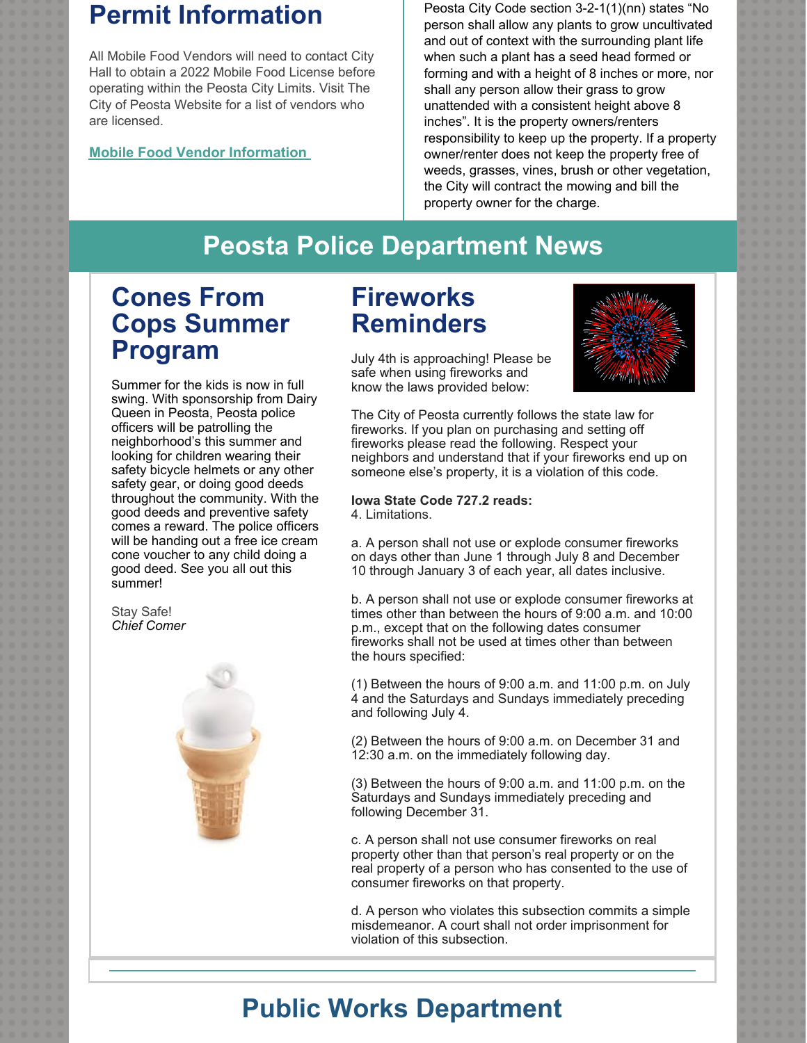## Permit Information

All Mobile Food Vendors will need to contact City Hall to obtain a 2022 Mobile Food License before operating within the Peosta City Limits. Visit The City of Peosta Website for a list of vendors who are licensed.

[Mobile Food Vendor Information](#)

Peosta City Code section 3-2-1(1)(nn) states "No person shall allow any plants to grow uncultivated and out of context with the surrounding plant life when such a plant has a seed head formed or forming and with a height of 8 inches or more, nor shall any person allow their grass to grow unattended with a consistent height above 8 inches". It is the property owners/renters responsibility to keep up the property. If a property owner/renter does not keep the property free of weeds, grasses, vines, brush or other vegetation, the City will contract the mowing and bill the property owner for the charge.

# Peosta Police Department News

## Cones From Cops Summer Program

Summer for the kids is now in full swing. With sponsorship from Dairy Queen in Peosta, Peosta police officers will be patrolling the neighborhood's this summer and looking for children wearing their safety bicycle helmets or any other safety gear, or doing good deeds throughout the community. With the good deeds and preventive safety comes a reward. The police officers will be handing out a free ice cream cone voucher to any child doing a good deed. See you all out this summer!

Stay Safe!
*Chief Comer*

## Fireworks Reminders

July 4th is approaching! Please be safe when using fireworks and know the laws provided below:

The City of Peosta currently follows the state law for fireworks. If you plan on purchasing and setting off fireworks please read the following. Respect your neighbors and understand that if your fireworks end up on someone else's property, it is a violation of this code.

**Iowa State Code 727.2 reads:**
4. Limitations.

a. A person shall not use or explode consumer fireworks on days other than June 1 through July 8 and December 10 through January 3 of each year, all dates inclusive.

b. A person shall not use or explode consumer fireworks at times other than between the hours of 9:00 a.m. and 10:00 p.m., except that on the following dates consumer fireworks shall not be used at times other than between the hours specified:

(1) Between the hours of 9:00 a.m. and 11:00 p.m. on July 4 and the Saturdays and Sundays immediately preceding and following July 4.

(2) Between the hours of 9:00 a.m. on December 31 and 12:30 a.m. on the immediately following day.

(3) Between the hours of 9:00 a.m. and 11:00 p.m. on the Saturdays and Sundays immediately preceding and following December 31.

c. A person shall not use consumer fireworks on real property other than that person's real property or on the real property of a person who has consented to the use of consumer fireworks on that property.

d. A person who violates this subsection commits a simple misdemeanor. A court shall not order imprisonment for violation of this subsection.

# Public Works Department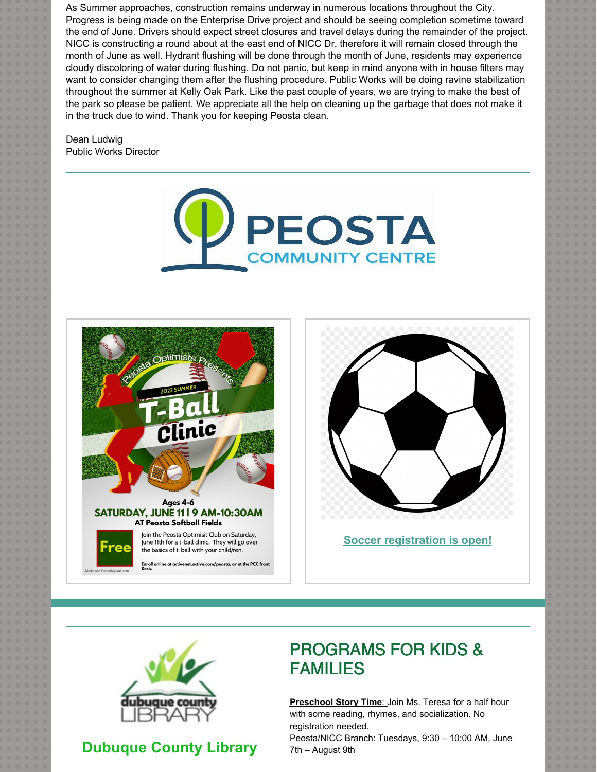As Summer approaches, construction remains underway in numerous locations throughout the City. Progress is being made on the Enterprise Drive project and should be seeing completion sometime toward the end of June. Drivers should expect street closures and travel delays during the remainder of the project. NICC is constructing a round about at the east end of NICC Dr, therefore it will remain closed through the month of June as well. Hydrant flushing will be done through the month of June, residents may experience cloudy discoloring of water during flushing. Do not panic, but keep in mind anyone with in house filters may want to consider changing them after the flushing procedure. Public Works will be doing ravine stabilization throughout the summer at Kelly Oak Park. Like the past couple of years, we are trying to make the best of the park so please be patient. We appreciate all the help on cleaning up the garbage that does not make it in the truck due to wind. Thank you for keeping Peosta clean.

Dean Ludwig
Public Works Director

---

PEOSTA COMMUNITY CENTRE

Peosta Optimists Presents 2022 SUMMER T-Ball Clinic

Ages 4-6
SATURDAY, JUNE 11 | 9 AM-10:30AM
AT Peosta Softball Fields

Free

Join the Peosta Optimisit Club on Saturday, June 11th for a t-ball clinic. They will go over the basics of t-ball with your child/ren.

Enroll online at activenet.active.com/peosta, or at the PCC front Desk.

**Soccer registration is open!**

---

dubuque county LIBRARY

## Dubuque County Library

## PROGRAMS FOR KIDS & FAMILIES

**Preschool Story Time**: Join Ms. Teresa for a half hour with some reading, rhymes, and socialization. No registration needed.
Peosta/NICC Branch: Tuesdays, 9:30 – 10:00 AM, June 7th – August 9th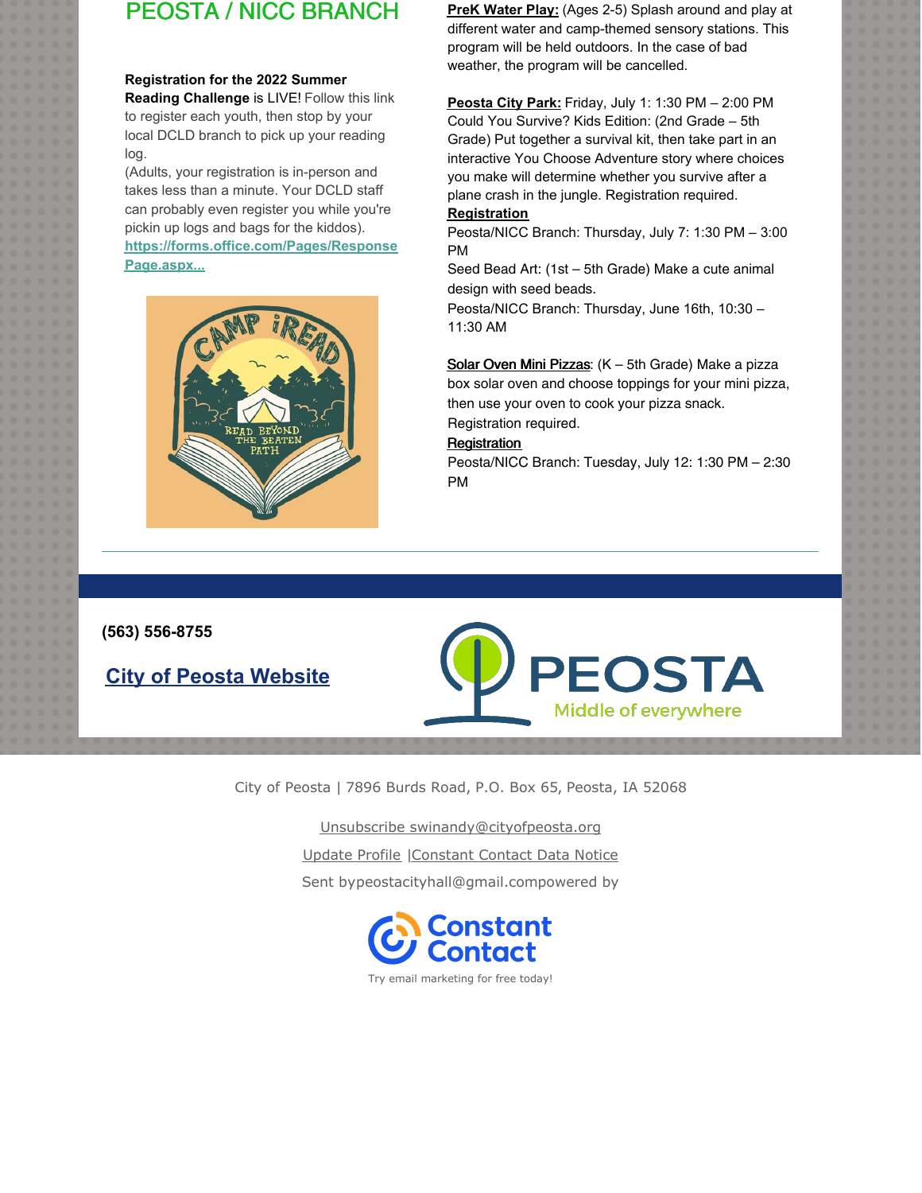## PEOSTA / NICC BRANCH

**Registration for the 2022 Summer Reading Challenge** is LIVE! Follow this link to register each youth, then stop by your local DCLD branch to pick up your reading log.

(Adults, your registration is in-person and takes less than a minute. Your DCLD staff can probably even register you while you're pickin up logs and bags for the kiddos).

**https://forms.office.com/Pages/ResponsePage.aspx...**

**PreK Water Play:** (Ages 2-5) Splash around and play at different water and camp-themed sensory stations. This program will be held outdoors. In the case of bad weather, the program will be cancelled.

**Peosta City Park:** Friday, July 1: 1:30 PM – 2:00 PM

Could You Survive? Kids Edition: (2nd Grade – 5th Grade) Put together a survival kit, then take part in an interactive You Choose Adventure story where choices you make will determine whether you survive after a plane crash in the jungle. Registration required.

**Registration**

Peosta/NICC Branch: Thursday, July 7: 1:30 PM – 3:00 PM

Seed Bead Art: (1st – 5th Grade) Make a cute animal design with seed beads.

Peosta/NICC Branch: Thursday, June 16th, 10:30 – 11:30 AM

Solar Oven Mini Pizzas: (K – 5th Grade) Make a pizza box solar oven and choose toppings for your mini pizza, then use your oven to cook your pizza snack. Registration required.

Registration

Peosta/NICC Branch: Tuesday, July 12: 1:30 PM – 2:30 PM

---

**(563) 556-8755**

**City of Peosta Website**

PEOSTA
Middle of everywhere

City of Peosta | 7896 Burds Road, P.O. Box 65, Peosta, IA 52068

Unsubscribe swinandy@cityofpeosta.org

Update Profile | Constant Contact Data Notice

Sent bypeostacityhall@gmail.compowered by

Constant Contact

Try email marketing for free today!